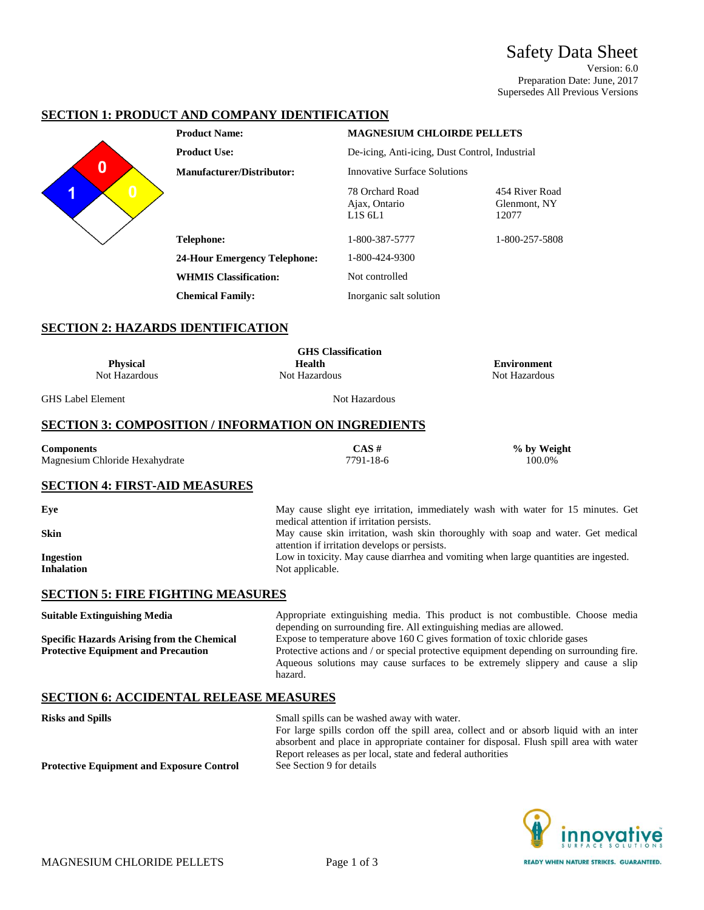# Safety Data Sheet

Version: 6.0
Preparation Date: June, 2017
Supersedes All Previous Versions

## SECTION 1: PRODUCT AND COMPANY IDENTIFICATION

| | | |
|---|---|---|
| **Product Name:** | **MAGNESIUM CHLOIRDE PELLETS** | |
| **Product Use:** | De-icing, Anti-icing, Dust Control, Industrial | |
| **Manufacturer/Distributor:** | Innovative Surface Solutions | |
| | 78 Orchard Road<br>Ajax, Ontario<br>L1S 6L1 | 454 River Road<br>Glenmont, NY<br>12077 |
| **Telephone:** | 1-800-387-5777 | 1-800-257-5808 |
| **24-Hour Emergency Telephone:** | 1-800-424-9300 | |
| **WHMIS Classification:** | Not controlled | |
| **Chemical Family:** | Inorganic salt solution | |

NFPA: Health 1, Flammability 0, Reactivity 0

## SECTION 2: HAZARDS IDENTIFICATION

**GHS Classification**

| Physical | Health | Environment |
|---|---|---|
| Not Hazardous | Not Hazardous | Not Hazardous |

GHS Label Element: Not Hazardous

## SECTION 3: COMPOSITION / INFORMATION ON INGREDIENTS

| Components | CAS # | % by Weight |
|---|---|---|
| Magnesium Chloride Hexahydrate | 7791-18-6 | 100.0% |

## SECTION 4: FIRST-AID MEASURES

**Eye**
May cause slight eye irritation, immediately wash with water for 15 minutes. Get medical attention if irritation persists.

**Skin**
May cause skin irritation, wash skin thoroughly with soap and water. Get medical attention if irritation develops or persists.

**Ingestion**
Low in toxicity. May cause diarrhea and vomiting when large quantities are ingested.

**Inhalation**
Not applicable.

## SECTION 5: FIRE FIGHTING MEASURES

**Suitable Extinguishing Media**
Appropriate extinguishing media. This product is not combustible. Choose media depending on surrounding fire. All extinguishing medias are allowed.

**Specific Hazards Arising from the Chemical**
Expose to temperature above 160 C gives formation of toxic chloride gases

**Protective Equipment and Precaution**
Protective actions and / or special protective equipment depending on surrounding fire. Aqueous solutions may cause surfaces to be extremely slippery and cause a slip hazard.

## SECTION 6: ACCIDENTAL RELEASE MEASURES

**Risks and Spills**
Small spills can be washed away with water.
For large spills cordon off the spill area, collect and or absorb liquid with an inter absorbent and place in appropriate container for disposal. Flush spill area with water
Report releases as per local, state and federal authorities

**Protective Equipment and Exposure Control**
See Section 9 for details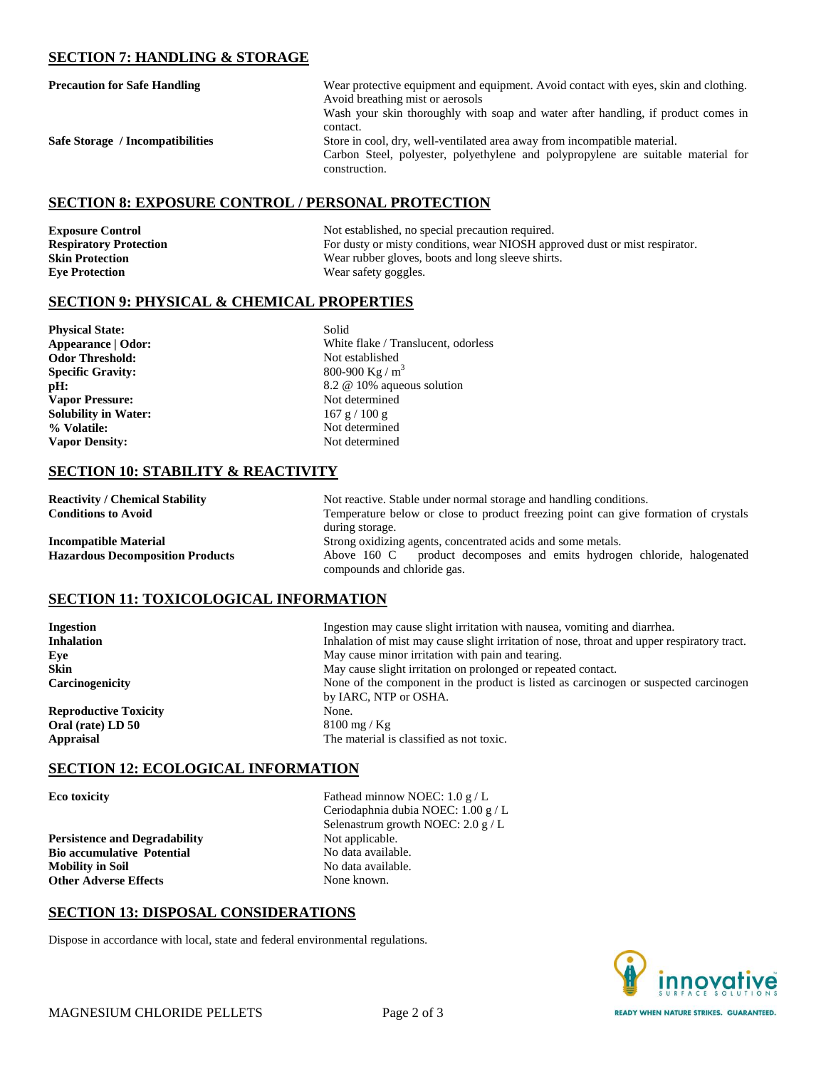## SECTION 7: HANDLING & STORAGE

| | |
|---|---|
| **Precaution for Safe Handling** | Wear protective equipment and equipment. Avoid contact with eyes, skin and clothing. Avoid breathing mist or aerosols<br>Wash your skin thoroughly with soap and water after handling, if product comes in contact. |
| **Safe Storage / Incompatibilities** | Store in cool, dry, well-ventilated area away from incompatible material.<br>Carbon Steel, polyester, polyethylene and polypropylene are suitable material for construction. |

## SECTION 8: EXPOSURE CONTROL / PERSONAL PROTECTION

| | |
|---|---|
| **Exposure Control** | Not established, no special precaution required. |
| **Respiratory Protection** | For dusty or misty conditions, wear NIOSH approved dust or mist respirator. |
| **Skin Protection** | Wear rubber gloves, boots and long sleeve shirts. |
| **Eye Protection** | Wear safety goggles. |

## SECTION 9: PHYSICAL & CHEMICAL PROPERTIES

| | |
|---|---|
| **Physical State:** | Solid |
| **Appearance \| Odor:** | White flake / Translucent, odorless |
| **Odor Threshold:** | Not established |
| **Specific Gravity:** | 800-900 Kg / $m^3$ |
| **pH:** | 8.2 @ 10% aqueous solution |
| **Vapor Pressure:** | Not determined |
| **Solubility in Water:** | 167 g / 100 g |
| **% Volatile:** | Not determined |
| **Vapor Density:** | Not determined |

## SECTION 10: STABILITY & REACTIVITY

| | |
|---|---|
| **Reactivity / Chemical Stability** | Not reactive. Stable under normal storage and handling conditions. |
| **Conditions to Avoid** | Temperature below or close to product freezing point can give formation of crystals during storage. |
| **Incompatible Material** | Strong oxidizing agents, concentrated acids and some metals. |
| **Hazardous Decomposition Products** | Above 160 C product decomposes and emits hydrogen chloride, halogenated compounds and chloride gas. |

## SECTION 11: TOXICOLOGICAL INFORMATION

| | |
|---|---|
| **Ingestion** | Ingestion may cause slight irritation with nausea, vomiting and diarrhea. |
| **Inhalation** | Inhalation of mist may cause slight irritation of nose, throat and upper respiratory tract. |
| **Eye** | May cause minor irritation with pain and tearing. |
| **Skin** | May cause slight irritation on prolonged or repeated contact. |
| **Carcinogenicity** | None of the component in the product is listed as carcinogen or suspected carcinogen by IARC, NTP or OSHA. |
| **Reproductive Toxicity** | None. |
| **Oral (rate) LD 50** | 8100 mg / Kg |
| **Appraisal** | The material is classified as not toxic. |

## SECTION 12: ECOLOGICAL INFORMATION

| | |
|---|---|
| **Eco toxicity** | Fathead minnow NOEC: 1.0 g / L<br>Ceriodaphnia dubia NOEC: 1.00 g / L<br>Selenastrum growth NOEC: 2.0 g / L |
| **Persistence and Degradability** | Not applicable. |
| **Bio accumulative Potential** | No data available. |
| **Mobility in Soil** | No data available. |
| **Other Adverse Effects** | None known. |

## SECTION 13: DISPOSAL CONSIDERATIONS

Dispose in accordance with local, state and federal environmental regulations.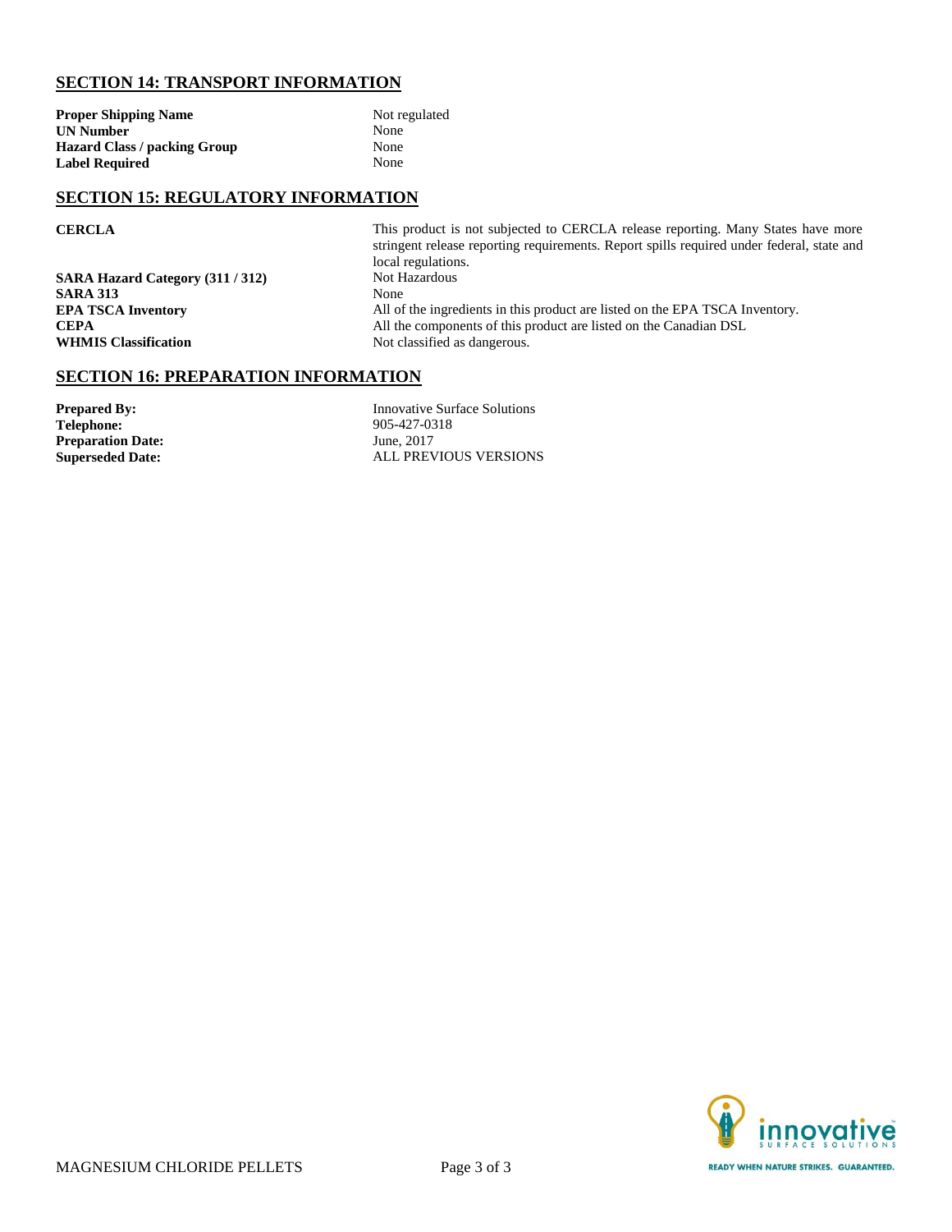## SECTION 14: TRANSPORT INFORMATION

| | |
|---|---|
| **Proper Shipping Name** | Not regulated |
| **UN Number** | None |
| **Hazard Class / packing Group** | None |
| **Label Required** | None |

## SECTION 15: REGULATORY INFORMATION

| | |
|---|---|
| **CERCLA** | This product is not subjected to CERCLA release reporting. Many States have more stringent release reporting requirements. Report spills required under federal, state and local regulations. |
| **SARA Hazard Category (311 / 312)** | Not Hazardous |
| **SARA 313** | None |
| **EPA TSCA Inventory** | All of the ingredients in this product are listed on the EPA TSCA Inventory. |
| **CEPA** | All the components of this product are listed on the Canadian DSL |
| **WHMIS Classification** | Not classified as dangerous. |

## SECTION 16: PREPARATION INFORMATION

| | |
|---|---|
| **Prepared By:** | Innovative Surface Solutions |
| **Telephone:** | 905-427-0318 |
| **Preparation Date:** | June, 2017 |
| **Superseded Date:** | ALL PREVIOUS VERSIONS |